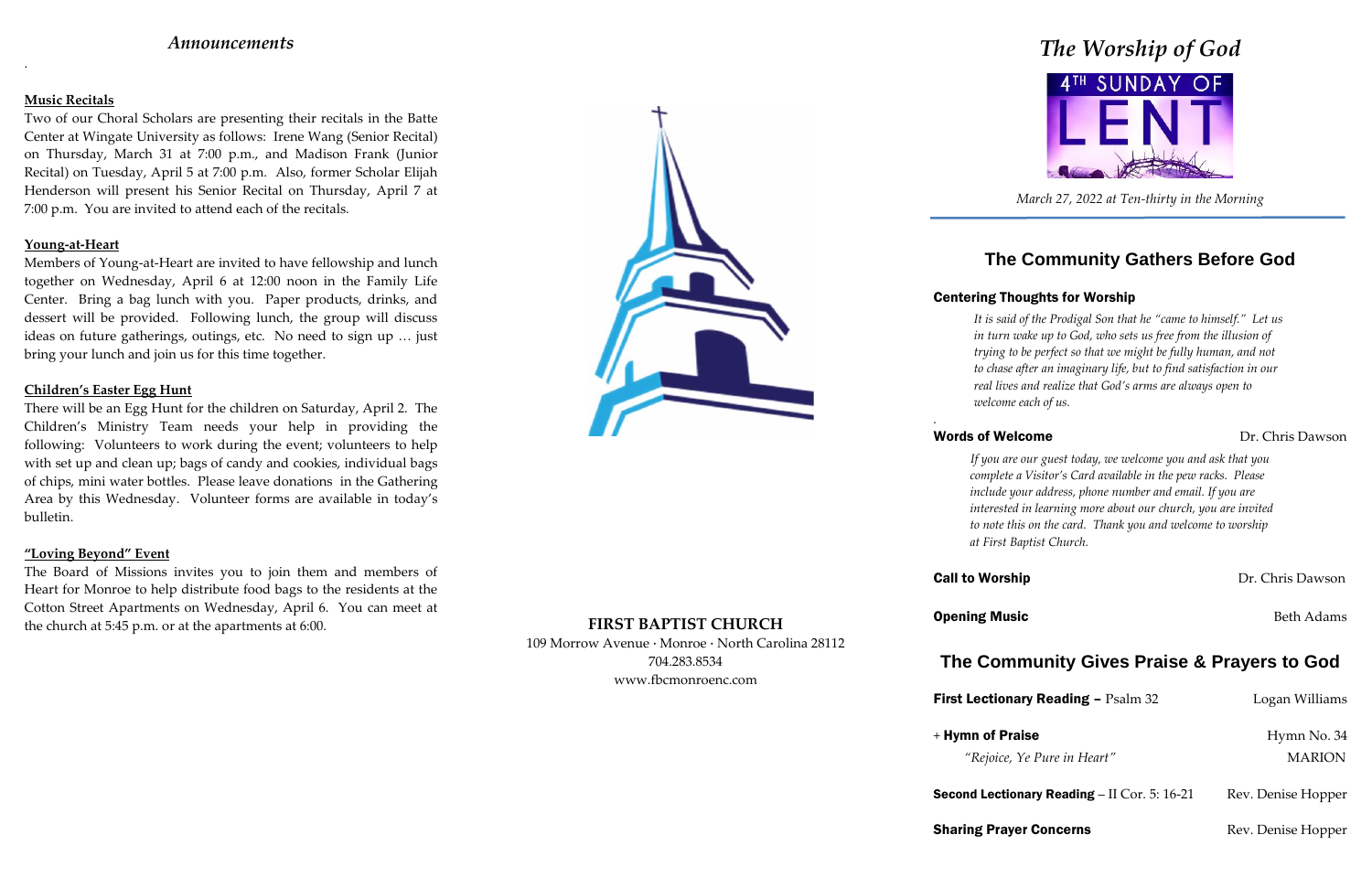# *Announcements*

**Music Recitals**

Two of our Choral Scholars are presenting their recitals in the Batte Center at Wingate University as follows: Irene Wang (Senior Recital) on Thursday, March 31 at 7:00 p.m., and Madison Frank (Junior Recital) on Tuesday, April 5 at 7:00 p.m. Also, former Scholar Elijah Henderson will present his Senior Recital on Thursday, April 7 at 7:00 p.m. You are invited to attend each of the recitals.

**Young-at-Heart**

Members of Young-at-Heart are invited to have fellowship and lunch together on Wednesday, April 6 at 12:00 noon in the Family Life Center. Bring a bag lunch with you. Paper products, drinks, and dessert will be provided. Following lunch, the group will discuss ideas on future gatherings, outings, etc. No need to sign up … just bring your lunch and join us for this time together.

**Children's Easter Egg Hunt**

There will be an Egg Hunt for the children on Saturday, April 2. The Children's Ministry Team needs your help in providing the following: Volunteers to work during the event; volunteers to help with set up and clean up; bags of candy and cookies, individual bags of chips, mini water bottles. Please leave donations in the Gathering Area by this Wednesday. Volunteer forms are available in today's bulletin.

**"Loving Beyond" Event**

The Board of Missions invites you to join them and members of Heart for Monroe to help distribute food bags to the residents at the Cotton Street Apartments on Wednesday, April 6. You can meet at the church at 5:45 p.m. or at the apartments at 6:00.

**FIRST BAPTIST CHURCH**

109 Morrow Avenue · Monroe · North Carolina 28112
704.283.8534
www.fbcmonroenc.com

# *The Worship of God*

4TH SUNDAY OF LENT

*March 27, 2022 at Ten-thirty in the Morning*

## The Community Gathers Before God

**Centering Thoughts for Worship**

*It is said of the Prodigal Son that he "came to himself." Let us in turn wake up to God, who sets us free from the illusion of trying to be perfect so that we might be fully human, and not to chase after an imaginary life, but to find satisfaction in our real lives and realize that God's arms are always open to welcome each of us.*

**Words of Welcome** — Dr. Chris Dawson

*If you are our guest today, we welcome you and ask that you complete a Visitor's Card available in the pew racks. Please include your address, phone number and email. If you are interested in learning more about our church, you are invited to note this on the card. Thank you and welcome to worship at First Baptist Church.*

**Call to Worship** — Dr. Chris Dawson

**Opening Music** — Beth Adams

## The Community Gives Praise & Prayers to God

**First Lectionary Reading** – Psalm 32 — Logan Williams

+ **Hymn of Praise** — Hymn No. 34
*"Rejoice, Ye Pure in Heart"* — MARION

**Second Lectionary Reading** – II Cor. 5: 16-21 — Rev. Denise Hopper

**Sharing Prayer Concerns** — Rev. Denise Hopper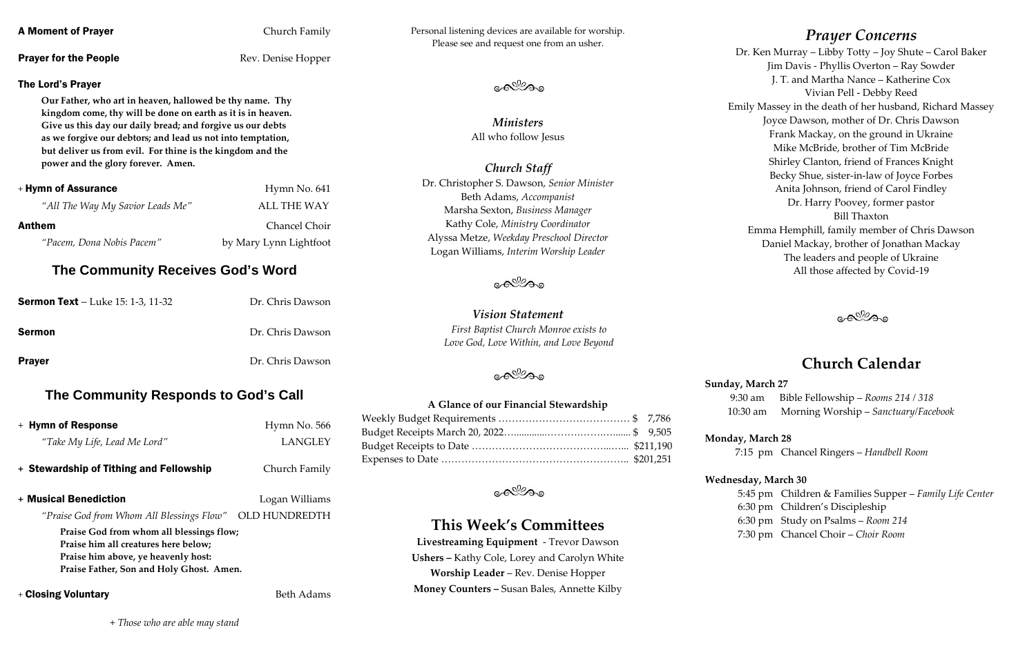**A Moment of Prayer** Church Family

**Prayer for the People** Rev. Denise Hopper

**The Lord's Prayer**

**Our Father, who art in heaven, hallowed be thy name. Thy kingdom come, thy will be done on earth as it is in heaven. Give us this day our daily bread; and forgive us our debts as we forgive our debtors; and lead us not into temptation, but deliver us from evil. For thine is the kingdom and the power and the glory forever. Amen.**

\+ **Hymn of Assurance** Hymn No. 641
*"All The Way My Savior Leads Me"* ALL THE WAY

**Anthem** Chancel Choir
*"Pacem, Dona Nobis Pacem"* by Mary Lynn Lightfoot

## The Community Receives God's Word

**Sermon Text** – Luke 15: 1-3, 11-32 Dr. Chris Dawson

**Sermon** Dr. Chris Dawson

**Prayer** Dr. Chris Dawson

## The Community Responds to God's Call

\+ **Hymn of Response** Hymn No. 566
*"Take My Life, Lead Me Lord"* LANGLEY

\+ **Stewardship of Tithing and Fellowship** Church Family

\+ **Musical Benediction** Logan Williams
*"Praise God from Whom All Blessings Flow"* OLD HUNDREDTH

**Praise God from whom all blessings flow;**
**Praise him all creatures here below;**
**Praise him above, ye heavenly host:**
**Praise Father, Son and Holy Ghost. Amen.**

\+ **Closing Voluntary** Beth Adams

*+ Those who are able may stand*

Personal listening devices are available for worship. Please see and request one from an usher.

### *Ministers*

All who follow Jesus

### *Church Staff*

Dr. Christopher S. Dawson, *Senior Minister*
Beth Adams, *Accompanist*
Marsha Sexton, *Business Manager*
Kathy Cole, *Ministry Coordinator*
Alyssa Metze, *Weekday Preschool Director*
Logan Williams, *Interim Worship Leader*

### *Vision Statement*

*First Baptist Church Monroe exists to Love God, Love Within, and Love Beyond*

**A Glance of our Financial Stewardship**

| | |
|---|---|
| Weekly Budget Requirements | $ 7,786 |
| Budget Receipts March 20, 2022 | $ 9,505 |
| Budget Receipts to Date | $211,190 |
| Expenses to Date | $201,251 |

## This Week's Committees

**Livestreaming Equipment** - Trevor Dawson
**Ushers –** Kathy Cole, Lorey and Carolyn White
**Worship Leader** – Rev. Denise Hopper
**Money Counters –** Susan Bales, Annette Kilby

## *Prayer Concerns*

Dr. Ken Murray – Libby Totty – Joy Shute – Carol Baker
Jim Davis - Phyllis Overton – Ray Sowder
J. T. and Martha Nance – Katherine Cox
Vivian Pell - Debby Reed
Emily Massey in the death of her husband, Richard Massey
Joyce Dawson, mother of Dr. Chris Dawson
Frank Mackay, on the ground in Ukraine
Mike McBride, brother of Tim McBride
Shirley Clanton, friend of Frances Knight
Becky Shue, sister-in-law of Joyce Forbes
Anita Johnson, friend of Carol Findley
Dr. Harry Poovey, former pastor
Bill Thaxton
Emma Hemphill, family member of Chris Dawson
Daniel Mackay, brother of Jonathan Mackay
The leaders and people of Ukraine
All those affected by Covid-19

## Church Calendar

**Sunday, March 27**
9:30 am Bible Fellowship – *Rooms 214 / 318*
10:30 am Morning Worship – *Sanctuary/Facebook*

**Monday, March 28**
7:15 pm Chancel Ringers – *Handbell Room*

**Wednesday, March 30**
5:45 pm Children & Families Supper – *Family Life Center*
6:30 pm Children's Discipleship
6:30 pm Study on Psalms – *Room 214*
7:30 pm Chancel Choir – *Choir Room*